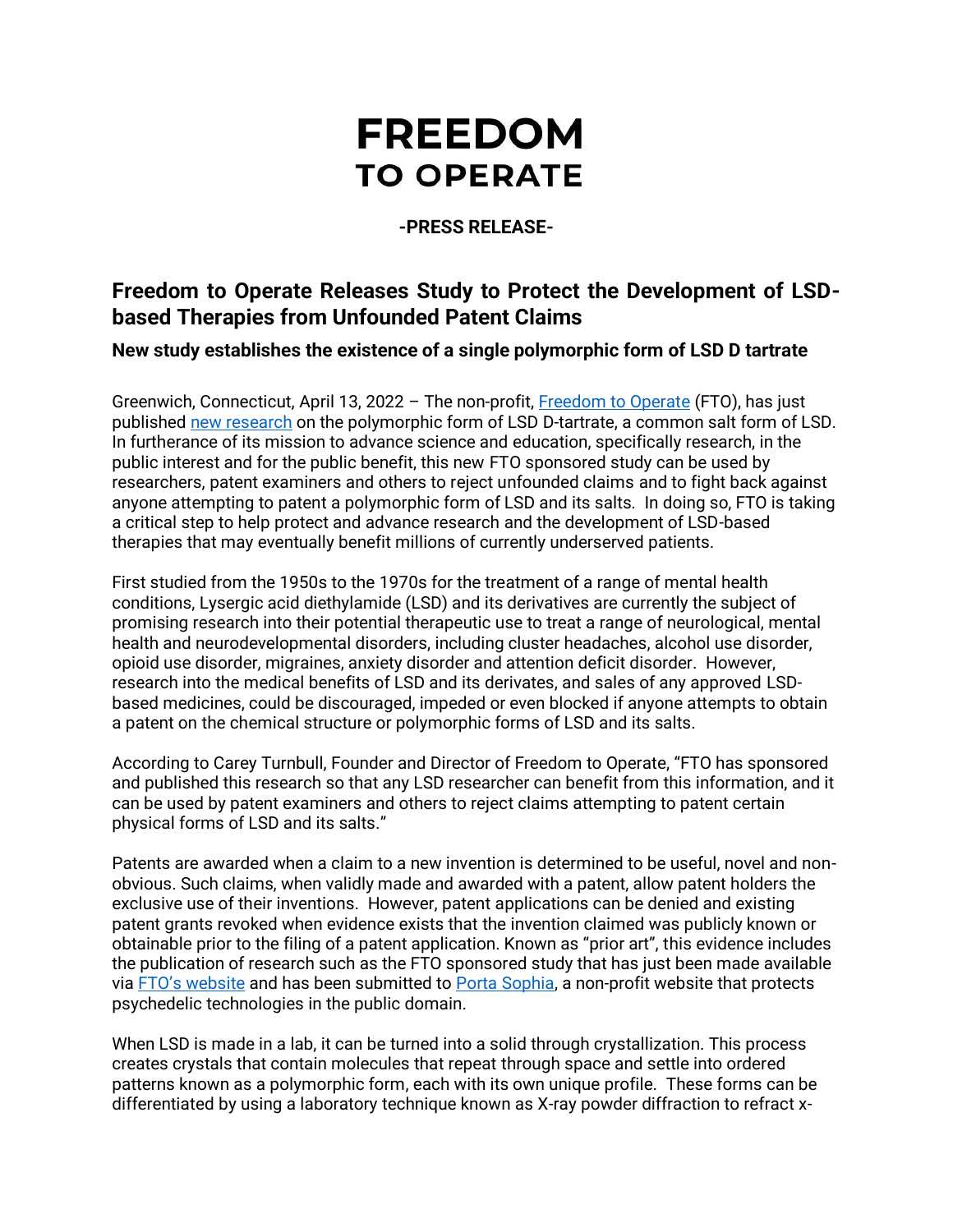# FREEDOM TO OPERATE

**-PRESS RELEASE-**

## Freedom to Operate Releases Study to Protect the Development of LSD-based Therapies from Unfounded Patent Claims

### New study establishes the existence of a single polymorphic form of LSD D tartrate

Greenwich, Connecticut, April 13, 2022 – The non-profit, Freedom to Operate (FTO), has just published new research on the polymorphic form of LSD D-tartrate, a common salt form of LSD. In furtherance of its mission to advance science and education, specifically research, in the public interest and for the public benefit, this new FTO sponsored study can be used by researchers, patent examiners and others to reject unfounded claims and to fight back against anyone attempting to patent a polymorphic form of LSD and its salts. In doing so, FTO is taking a critical step to help protect and advance research and the development of LSD-based therapies that may eventually benefit millions of currently underserved patients.

First studied from the 1950s to the 1970s for the treatment of a range of mental health conditions, Lysergic acid diethylamide (LSD) and its derivatives are currently the subject of promising research into their potential therapeutic use to treat a range of neurological, mental health and neurodevelopmental disorders, including cluster headaches, alcohol use disorder, opioid use disorder, migraines, anxiety disorder and attention deficit disorder. However, research into the medical benefits of LSD and its derivates, and sales of any approved LSD-based medicines, could be discouraged, impeded or even blocked if anyone attempts to obtain a patent on the chemical structure or polymorphic forms of LSD and its salts.

According to Carey Turnbull, Founder and Director of Freedom to Operate, "FTO has sponsored and published this research so that any LSD researcher can benefit from this information, and it can be used by patent examiners and others to reject claims attempting to patent certain physical forms of LSD and its salts."

Patents are awarded when a claim to a new invention is determined to be useful, novel and non-obvious. Such claims, when validly made and awarded with a patent, allow patent holders the exclusive use of their inventions. However, patent applications can be denied and existing patent grants revoked when evidence exists that the invention claimed was publicly known or obtainable prior to the filing of a patent application. Known as "prior art", this evidence includes the publication of research such as the FTO sponsored study that has just been made available via FTO's website and has been submitted to Porta Sophia, a non-profit website that protects psychedelic technologies in the public domain.

When LSD is made in a lab, it can be turned into a solid through crystallization. This process creates crystals that contain molecules that repeat through space and settle into ordered patterns known as a polymorphic form, each with its own unique profile. These forms can be differentiated by using a laboratory technique known as X-ray powder diffraction to refract x-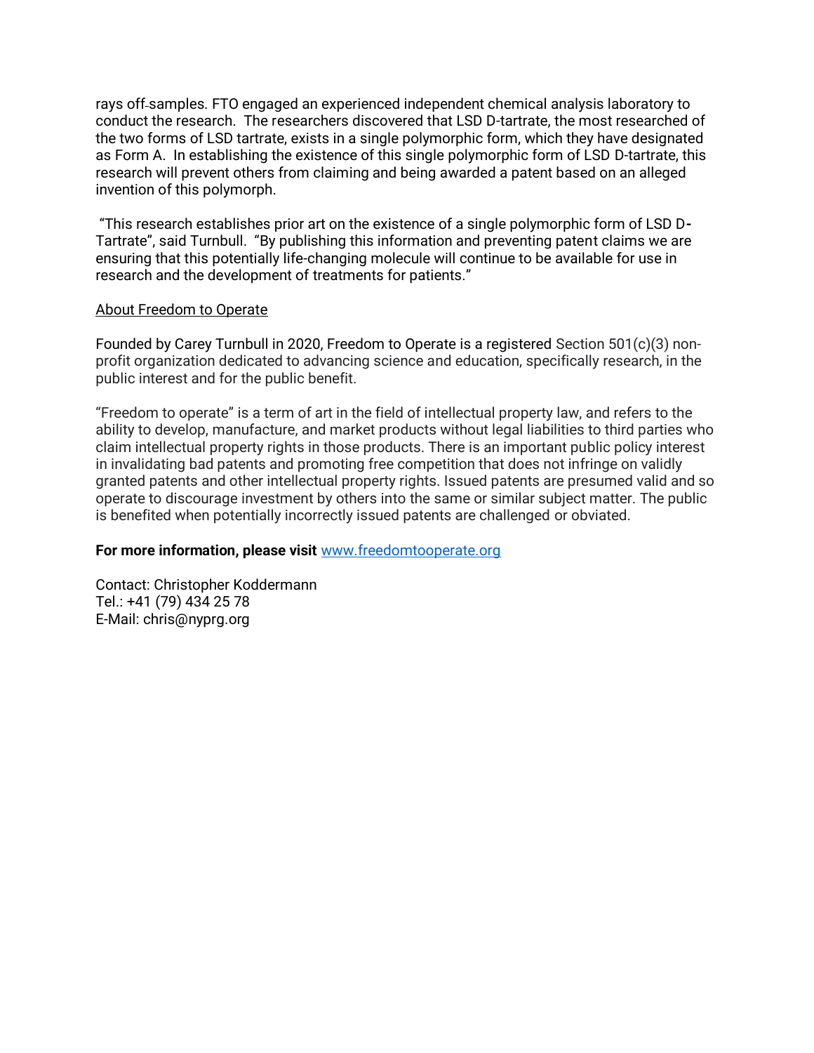rays off-samples. FTO engaged an experienced independent chemical analysis laboratory to conduct the research. The researchers discovered that LSD D-tartrate, the most researched of the two forms of LSD tartrate, exists in a single polymorphic form, which they have designated as Form A. In establishing the existence of this single polymorphic form of LSD D-tartrate, this research will prevent others from claiming and being awarded a patent based on an alleged invention of this polymorph.

"This research establishes prior art on the existence of a single polymorphic form of LSD D-Tartrate", said Turnbull. "By publishing this information and preventing patent claims we are ensuring that this potentially life-changing molecule will continue to be available for use in research and the development of treatments for patients."

About Freedom to Operate

Founded by Carey Turnbull in 2020, Freedom to Operate is a registered Section 501(c)(3) non-profit organization dedicated to advancing science and education, specifically research, in the public interest and for the public benefit.

"Freedom to operate" is a term of art in the field of intellectual property law, and refers to the ability to develop, manufacture, and market products without legal liabilities to third parties who claim intellectual property rights in those products. There is an important public policy interest in invalidating bad patents and promoting free competition that does not infringe on validly granted patents and other intellectual property rights. Issued patents are presumed valid and so operate to discourage investment by others into the same or similar subject matter. The public is benefited when potentially incorrectly issued patents are challenged or obviated.

**For more information, please visit** www.freedomtooperate.org

Contact: Christopher Koddermann
Tel.: +41 (79) 434 25 78
E-Mail: chris@nyprg.org